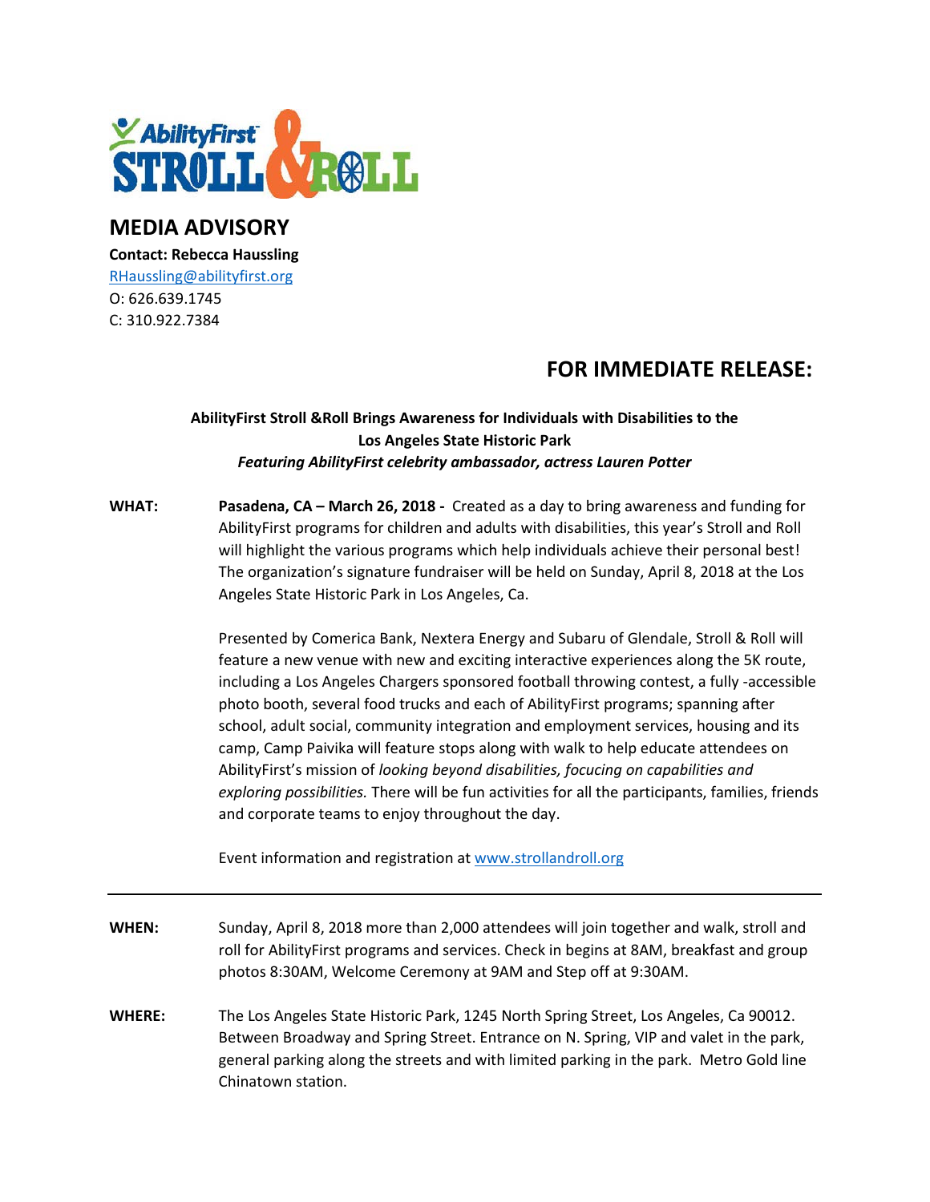# MEDIA ADVISORY

**Contact: Rebecca Haussling**
RHaussling@abilityfirst.org
O: 626.639.1745
C: 310.922.7384

## FOR IMMEDIATE RELEASE:

**AbilityFirst Stroll &Roll Brings Awareness for Individuals with Disabilities to the Los Angeles State Historic Park**
***Featuring AbilityFirst celebrity ambassador, actress Lauren Potter***

**WHAT:** **Pasadena, CA – March 26, 2018 -** Created as a day to bring awareness and funding for AbilityFirst programs for children and adults with disabilities, this year's Stroll and Roll will highlight the various programs which help individuals achieve their personal best! The organization's signature fundraiser will be held on Sunday, April 8, 2018 at the Los Angeles State Historic Park in Los Angeles, Ca.

Presented by Comerica Bank, Nextera Energy and Subaru of Glendale, Stroll & Roll will feature a new venue with new and exciting interactive experiences along the 5K route, including a Los Angeles Chargers sponsored football throwing contest, a fully -accessible photo booth, several food trucks and each of AbilityFirst programs; spanning after school, adult social, community integration and employment services, housing and its camp, Camp Paivika will feature stops along with walk to help educate attendees on AbilityFirst's mission of *looking beyond disabilities, focucing on capabilities and exploring possibilities.* There will be fun activities for all the participants, families, friends and corporate teams to enjoy throughout the day.

Event information and registration at www.strollandroll.org

---

**WHEN:** Sunday, April 8, 2018 more than 2,000 attendees will join together and walk, stroll and roll for AbilityFirst programs and services. Check in begins at 8AM, breakfast and group photos 8:30AM, Welcome Ceremony at 9AM and Step off at 9:30AM.

**WHERE:** The Los Angeles State Historic Park, 1245 North Spring Street, Los Angeles, Ca 90012. Between Broadway and Spring Street. Entrance on N. Spring, VIP and valet in the park, general parking along the streets and with limited parking in the park. Metro Gold line Chinatown station.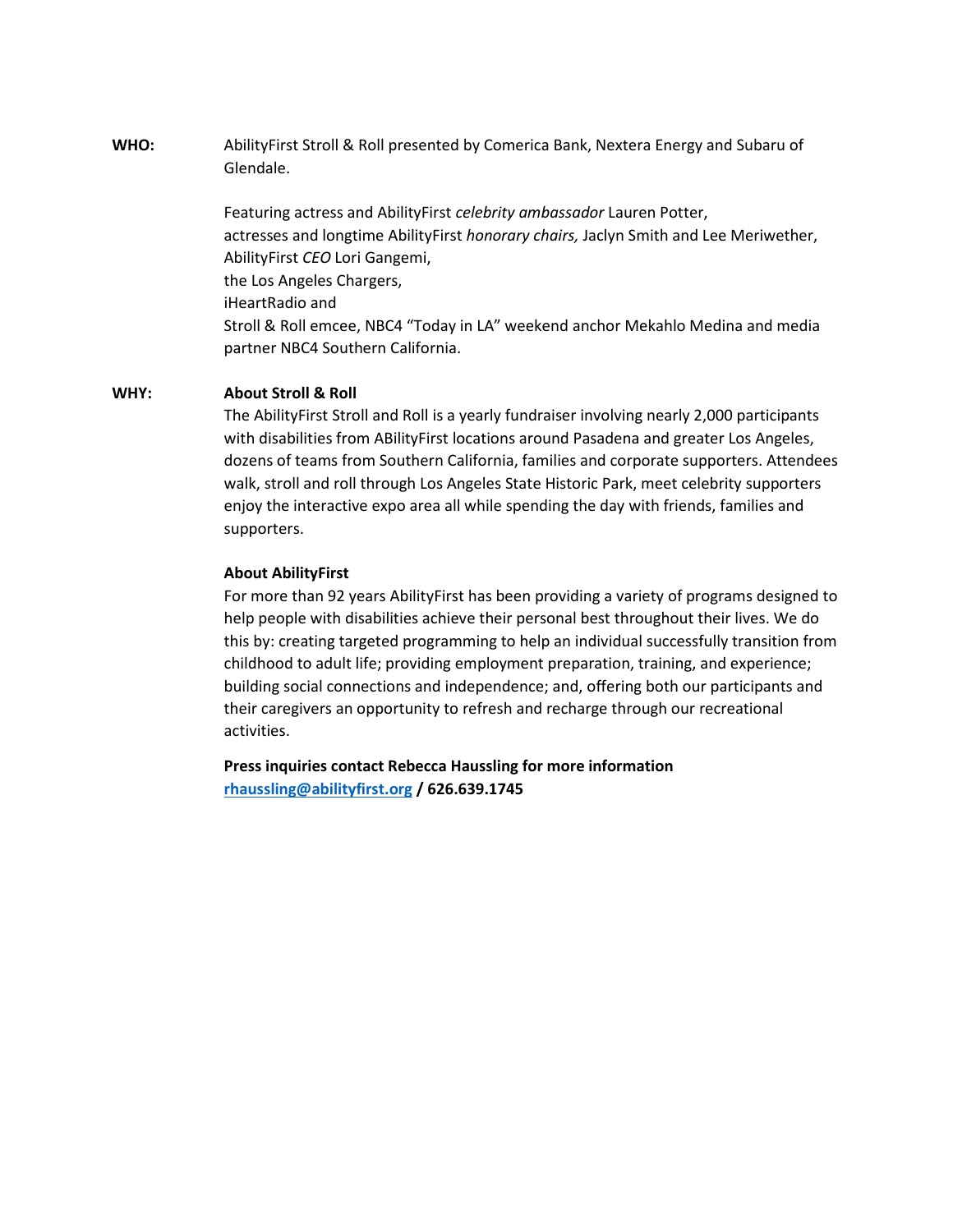**WHO:** AbilityFirst Stroll & Roll presented by Comerica Bank, Nextera Energy and Subaru of Glendale.

Featuring actress and AbilityFirst *celebrity ambassador* Lauren Potter,
actresses and longtime AbilityFirst *honorary chairs,* Jaclyn Smith and Lee Meriwether,
AbilityFirst *CEO* Lori Gangemi,
the Los Angeles Chargers,
iHeartRadio and
Stroll & Roll emcee, NBC4 "Today in LA" weekend anchor Mekahlo Medina and media partner NBC4 Southern California.

**WHY:**

**About Stroll & Roll**

The AbilityFirst Stroll and Roll is a yearly fundraiser involving nearly 2,000 participants with disabilities from ABilityFirst locations around Pasadena and greater Los Angeles, dozens of teams from Southern California, families and corporate supporters. Attendees walk, stroll and roll through Los Angeles State Historic Park, meet celebrity supporters enjoy the interactive expo area all while spending the day with friends, families and supporters.

**About AbilityFirst**

For more than 92 years AbilityFirst has been providing a variety of programs designed to help people with disabilities achieve their personal best throughout their lives. We do this by: creating targeted programming to help an individual successfully transition from childhood to adult life; providing employment preparation, training, and experience; building social connections and independence; and, offering both our participants and their caregivers an opportunity to refresh and recharge through our recreational activities.

**Press inquiries contact Rebecca Haussling for more information**
**rhaussling@abilityfirst.org / 626.639.1745**